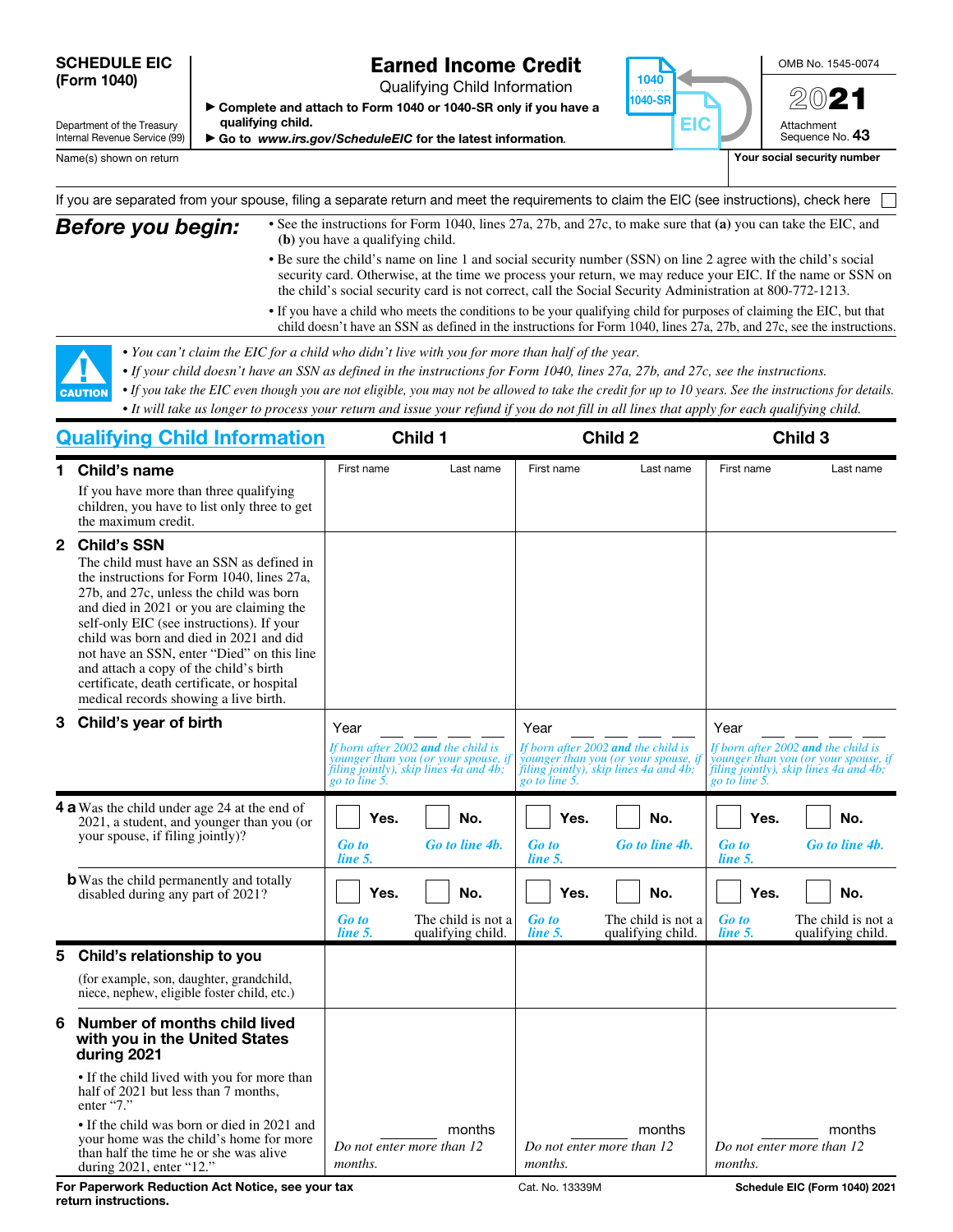# SCHEDULE EIC (Form 1040)

Department of the Treasury
Internal Revenue Service (99)

## Earned Income Credit

Qualifying Child Information

▶ **Complete and attach to Form 1040 or 1040-SR only if you have a qualifying child.**

▶ **Go to *www.irs.gov/ScheduleEIC* for the latest information.**

1040 / 1040-SR / EIC

OMB No. 1545-0074

**2021**

Attachment Sequence No. **43**

Name(s) shown on return | **Your social security number**

If you are separated from your spouse, filing a separate return and meet the requirements to claim the EIC (see instructions), check here ☐

## *Before you begin:*

- See the instructions for Form 1040, lines 27a, 27b, and 27c, to make sure that **(a)** you can take the EIC, and **(b)** you have a qualifying child.
- Be sure the child's name on line 1 and social security number (SSN) on line 2 agree with the child's social security card. Otherwise, at the time we process your return, we may reduce your EIC. If the name or SSN on the child's social security card is not correct, call the Social Security Administration at 800-772-1213.
- If you have a child who meets the conditions to be your qualifying child for purposes of claiming the EIC, but that child doesn't have an SSN as defined in the instructions for Form 1040, lines 27a, 27b, and 27c, see the instructions.

**CAUTION**

- *You can't claim the EIC for a child who didn't live with you for more than half of the year.*
- *If your child doesn't have an SSN as defined in the instructions for Form 1040, lines 27a, 27b, and 27c, see the instructions.*
- *If you take the EIC even though you are not eligible, you may not be allowed to take the credit for up to 10 years. See the instructions for details.*
- *It will take us longer to process your return and issue your refund if you do not fill in all lines that apply for each qualifying child.*

| Qualifying Child Information | Child 1 | Child 2 | Child 3 |
|---|---|---|---|
| **1 Child's name**<br>If you have more than three qualifying children, you have to list only three to get the maximum credit. | First name / Last name | First name / Last name | First name / Last name |
| **2 Child's SSN**<br>The child must have an SSN as defined in the instructions for Form 1040, lines 27a, 27b, and 27c, unless the child was born and died in 2021 or you are claiming the self-only EIC (see instructions). If your child was born and died in 2021 and did not have an SSN, enter "Died" on this line and attach a copy of the child's birth certificate, death certificate, or hospital medical records showing a live birth. | | | |
| **3 Child's year of birth** | Year ____<br>*If born after 2002 **and** the child is younger than you (or your spouse, if filing jointly), skip lines 4a and 4b; go to line 5.* | Year ____<br>*If born after 2002 **and** the child is younger than you (or your spouse, if filing jointly), skip lines 4a and 4b; go to line 5.* | Year ____<br>*If born after 2002 **and** the child is younger than you (or your spouse, if filing jointly), skip lines 4a and 4b; go to line 5.* |
| **4 a** Was the child under age 24 at the end of 2021, a student, and younger than you (or your spouse, if filing jointly)? | ☐ **Yes.** *Go to line 5.* ☐ **No.** *Go to line 4b.* | ☐ **Yes.** *Go to line 5.* ☐ **No.** *Go to line 4b.* | ☐ **Yes.** *Go to line 5.* ☐ **No.** *Go to line 4b.* |
| **b** Was the child permanently and totally disabled during any part of 2021? | ☐ **Yes.** *Go to line 5.* ☐ **No.** The child is not a qualifying child. | ☐ **Yes.** *Go to line 5.* ☐ **No.** The child is not a qualifying child. | ☐ **Yes.** *Go to line 5.* ☐ **No.** The child is not a qualifying child. |
| **5 Child's relationship to you**<br>(for example, son, daughter, grandchild, niece, nephew, eligible foster child, etc.) | | | |
| **6 Number of months child lived with you in the United States during 2021**<br>• If the child lived with you for more than half of 2021 but less than 7 months, enter "7."<br>• If the child was born or died in 2021 and your home was the child's home for more than half the time he or she was alive during 2021, enter "12." | ____ months<br>*Do not enter more than 12 months.* | ____ months<br>*Do not enter more than 12 months.* | ____ months<br>*Do not enter more than 12 months.* |

**For Paperwork Reduction Act Notice, see your tax return instructions.** Cat. No. 13339M **Schedule EIC (Form 1040) 2021**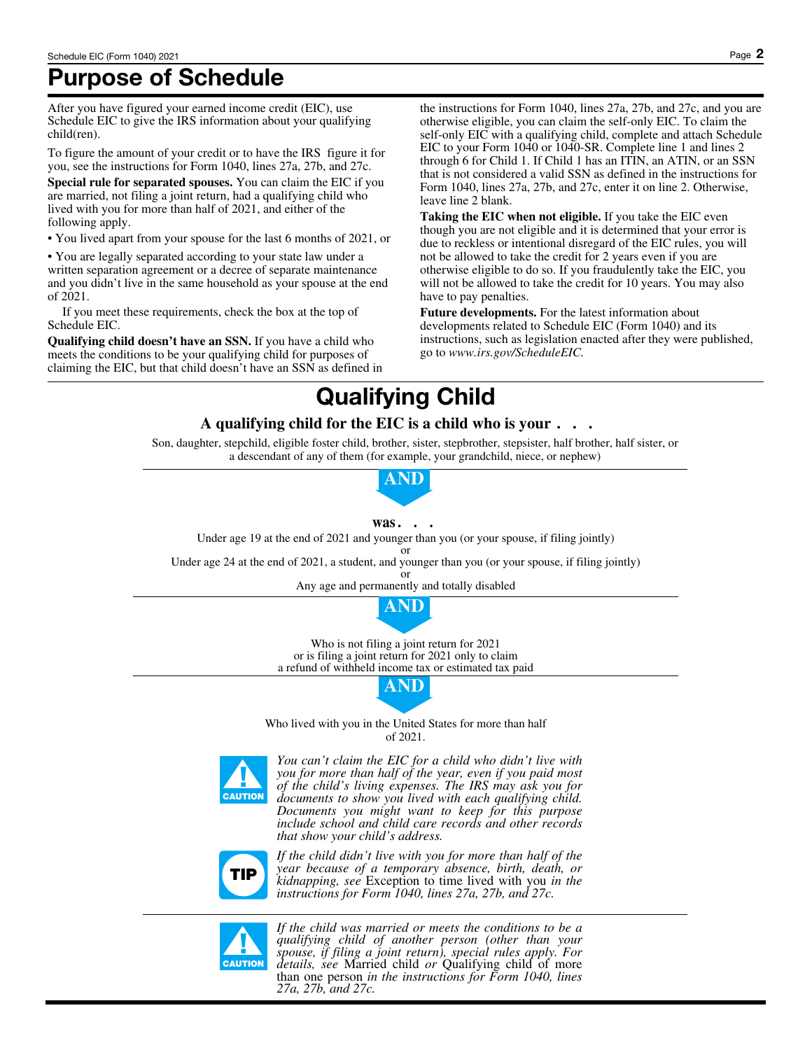# Purpose of Schedule

After you have figured your earned income credit (EIC), use Schedule EIC to give the IRS information about your qualifying child(ren).

To figure the amount of your credit or to have the IRS figure it for you, see the instructions for Form 1040, lines 27a, 27b, and 27c.

**Special rule for separated spouses.** You can claim the EIC if you are married, not filing a joint return, had a qualifying child who lived with you for more than half of 2021, and either of the following apply.

- You lived apart from your spouse for the last 6 months of 2021, or
- You are legally separated according to your state law under a written separation agreement or a decree of separate maintenance and you didn't live in the same household as your spouse at the end of 2021.

If you meet these requirements, check the box at the top of Schedule EIC.

**Qualifying child doesn't have an SSN.** If you have a child who meets the conditions to be your qualifying child for purposes of claiming the EIC, but that child doesn't have an SSN as defined in the instructions for Form 1040, lines 27a, 27b, and 27c, and you are otherwise eligible, you can claim the self-only EIC. To claim the self-only EIC with a qualifying child, complete and attach Schedule EIC to your Form 1040 or 1040-SR. Complete line 1 and lines 2 through 6 for Child 1. If Child 1 has an ITIN, an ATIN, or an SSN that is not considered a valid SSN as defined in the instructions for Form 1040, lines 27a, 27b, and 27c, enter it on line 2. Otherwise, leave line 2 blank.

**Taking the EIC when not eligible.** If you take the EIC even though you are not eligible and it is determined that your error is due to reckless or intentional disregard of the EIC rules, you will not be allowed to take the credit for 2 years even if you are otherwise eligible to do so. If you fraudulently take the EIC, you will not be allowed to take the credit for 10 years. You may also have to pay penalties.

**Future developments.** For the latest information about developments related to Schedule EIC (Form 1040) and its instructions, such as legislation enacted after they were published, go to *www.irs.gov/ScheduleEIC.*

# Qualifying Child

**A qualifying child for the EIC is a child who is your . . .**

Son, daughter, stepchild, eligible foster child, brother, sister, stepbrother, stepsister, half brother, half sister, or a descendant of any of them (for example, your grandchild, niece, or nephew)

**AND**

**was . . .**

Under age 19 at the end of 2021 and younger than you (or your spouse, if filing jointly)

or

Under age 24 at the end of 2021, a student, and younger than you (or your spouse, if filing jointly)

or

Any age and permanently and totally disabled

**AND**

Who is not filing a joint return for 2021
or is filing a joint return for 2021 only to claim
a refund of withheld income tax or estimated tax paid

**AND**

Who lived with you in the United States for more than half of 2021.

**CAUTION** *You can't claim the EIC for a child who didn't live with you for more than half of the year, even if you paid most of the child's living expenses. The IRS may ask you for documents to show you lived with each qualifying child. Documents you might want to keep for this purpose include school and child care records and other records that show your child's address.*

**TIP** *If the child didn't live with you for more than half of the year because of a temporary absence, birth, death, or kidnapping, see* Exception to time lived with you *in the instructions for Form 1040, lines 27a, 27b, and 27c.*

**CAUTION** *If the child was married or meets the conditions to be a qualifying child of another person (other than your spouse, if filing a joint return), special rules apply. For details, see* Married child *or* Qualifying child of more than one person *in the instructions for Form 1040, lines 27a, 27b, and 27c.*